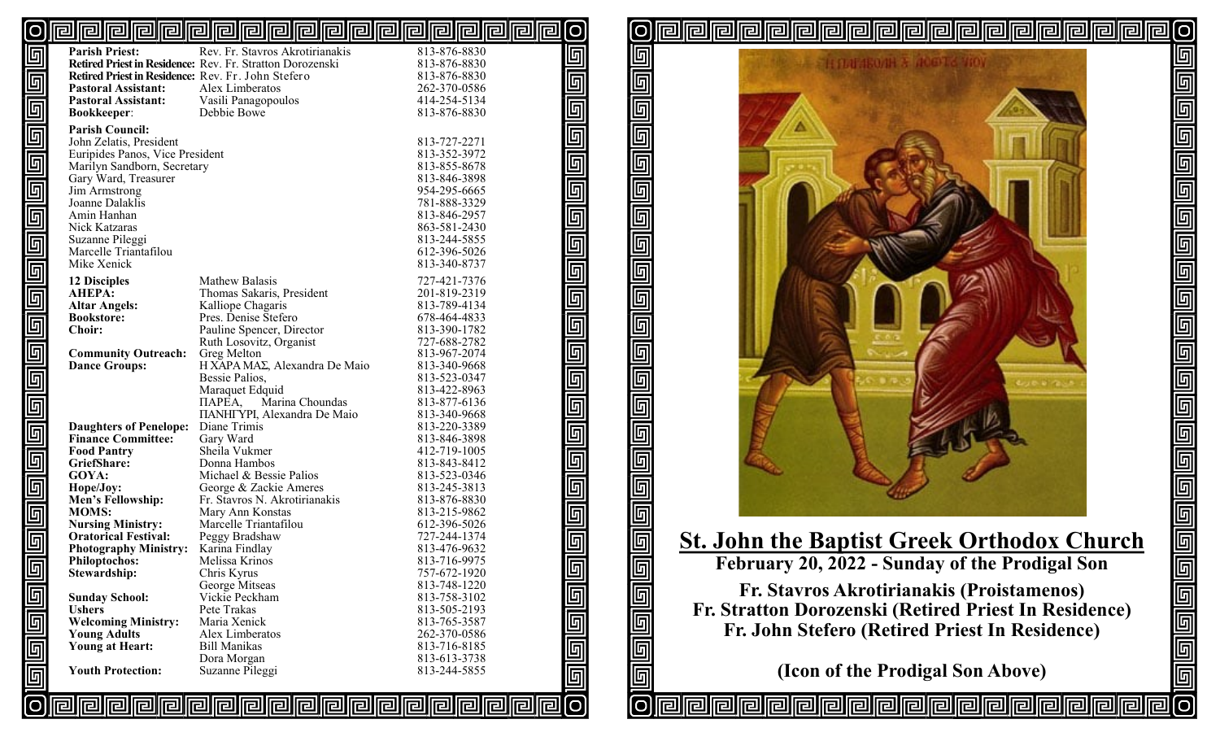| | | |
|---|---|---|
| **Parish Priest:** | Rev. Fr. Stavros Akrotirianakis | 813-876-8830 |
| **Retired Priest in Residence:** | Rev. Fr. Stratton Dorozenski | 813-876-8830 |
| **Retired Priest in Residence:** | Rev. Fr. John Stefero | 813-876-8830 |
| **Pastoral Assistant:** | Alex Limberatos | 262-370-0586 |
| **Pastoral Assistant:** | Vasili Panagopoulos | 414-254-5134 |
| **Bookkeeper**: | Debbie Bowe | 813-876-8830 |

**Parish Council:**

| | |
|---|---|
| John Zelatis, President | 813-727-2271 |
| Euripides Panos, Vice President | 813-352-3972 |
| Marilyn Sandborn, Secretary | 813-855-8678 |
| Gary Ward, Treasurer | 813-846-3898 |
| Jim Armstrong | 954-295-6665 |
| Joanne Dalaklis | 781-888-3329 |
| Amin Hanhan | 813-846-2957 |
| Nick Katzaras | 863-581-2430 |
| Suzanne Pileggi | 813-244-5855 |
| Marcelle Triantafilou | 612-396-5026 |
| Mike Xenick | 813-340-8737 |

| | | |
|---|---|---|
| **12 Disciples** | Mathew Balasis | 727-421-7376 |
| **AHEPA:** | Thomas Sakaris, President | 201-819-2319 |
| **Altar Angels:** | Kalliope Chagaris | 813-789-4134 |
| **Bookstore:** | Pres. Denise Stefero | 678-464-4833 |
| **Choir:** | Pauline Spencer, Director | 813-390-1782 |
| | Ruth Losovitz, Organist | 727-688-2782 |
| **Community Outreach:** | Greg Melton | 813-967-2074 |
| **Dance Groups:** | Η ΧΑΡΑ ΜΑΣ, Alexandra De Maio | 813-340-9668 |
| | Bessie Palios, | 813-523-0347 |
| | Maraquet Edquid | 813-422-8963 |
| | ΠΑΡΕΑ, Marina Choundas | 813-877-6136 |
| | ΠΑΝΗΓΥΡΙ, Alexandra De Maio | 813-340-9668 |
| **Daughters of Penelope:** | Diane Trimis | 813-220-3389 |
| **Finance Committee:** | Gary Ward | 813-846-3898 |
| **Food Pantry** | Sheila Vukmer | 412-719-1005 |
| **GriefShare:** | Donna Hambos | 813-843-8412 |
| **GOYA:** | Michael & Bessie Palios | 813-523-0346 |
| **Hope/Joy:** | George & Zackie Ameres | 813-245-3813 |
| **Men's Fellowship:** | Fr. Stavros N. Akrotirianakis | 813-876-8830 |
| **MOMS:** | Mary Ann Konstas | 813-215-9862 |
| **Nursing Ministry:** | Marcelle Triantafilou | 612-396-5026 |
| **Oratorical Festival:** | Peggy Bradshaw | 727-244-1374 |
| **Photography Ministry:** | Karina Findlay | 813-476-9632 |
| **Philoptochos:** | Melissa Krinos | 813-716-9975 |
| **Stewardship:** | Chris Kyrus | 757-672-1920 |
| | George Mitseas | 813-748-1220 |
| **Sunday School:** | Vickie Peckham | 813-758-3102 |
| **Ushers** | Pete Trakas | 813-505-2193 |
| **Welcoming Ministry:** | Maria Xenick | 813-765-3587 |
| **Young Adults** | Alex Limberatos | 262-370-0586 |
| **Young at Heart:** | Bill Manikas | 813-716-8185 |
| | Dora Morgan | 813-613-3738 |
| **Youth Protection:** | Suzanne Pileggi | 813-244-5855 |

# St. John the Baptist Greek Orthodox Church

**February 20, 2022 - Sunday of the Prodigal Son**

**Fr. Stavros Akrotirianakis (Proistamenos)**
**Fr. Stratton Dorozenski (Retired Priest In Residence)**
**Fr. John Stefero (Retired Priest In Residence)**

**(Icon of the Prodigal Son Above)**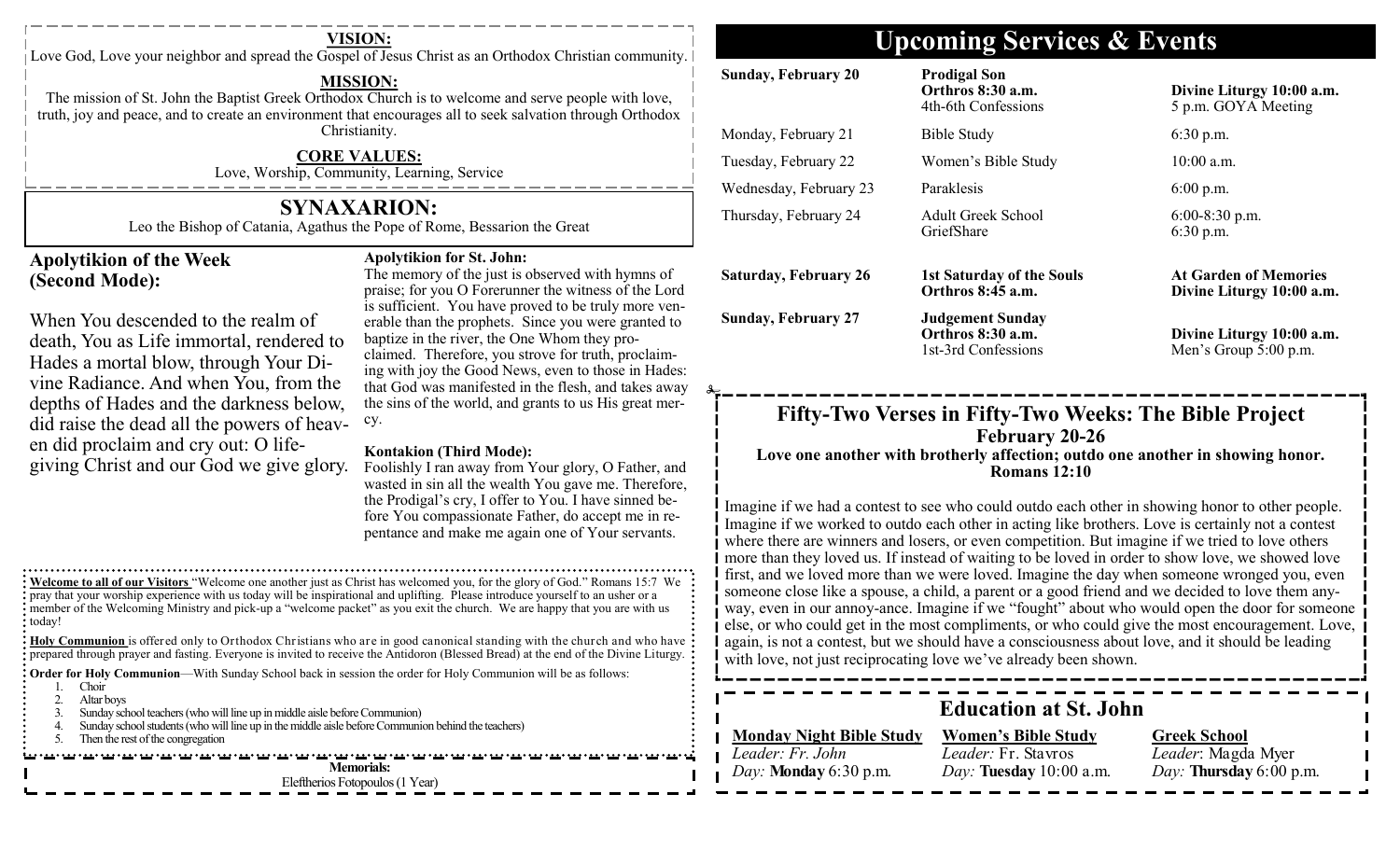**VISION:**

Love God, Love your neighbor and spread the Gospel of Jesus Christ as an Orthodox Christian community.

**MISSION:**

The mission of St. John the Baptist Greek Orthodox Church is to welcome and serve people with love, truth, joy and peace, and to create an environment that encourages all to seek salvation through Orthodox Christianity.

**CORE VALUES:**

Love, Worship, Community, Learning, Service

## SYNAXARION:

Leo the Bishop of Catania, Agathus the Pope of Rome, Bessarion the Great

### Apolytikion of the Week (Second Mode):

When You descended to the realm of death, You as Life immortal, rendered to Hades a mortal blow, through Your Divine Radiance. And when You, from the depths of Hades and the darkness below, did raise the dead all the powers of heaven did proclaim and cry out: O life-giving Christ and our God we give glory.

**Apolytikion for St. John:**

The memory of the just is observed with hymns of praise; for you O Forerunner the witness of the Lord is sufficient. You have proved to be truly more venerable than the prophets. Since you were granted to baptize in the river, the One Whom they proclaimed. Therefore, you strove for truth, proclaiming with joy the Good News, even to those in Hades: that God was manifested in the flesh, and takes away the sins of the world, and grants to us His great mercy.

**Kontakion (Third Mode):**

Foolishly I ran away from Your glory, O Father, and wasted in sin all the wealth You gave me. Therefore, the Prodigal's cry, I offer to You. I have sinned before You compassionate Father, do accept me in repentance and make me again one of Your servants.

**Welcome to all of our Visitors** "Welcome one another just as Christ has welcomed you, for the glory of God." Romans 15:7 We pray that your worship experience with us today will be inspirational and uplifting. Please introduce yourself to an usher or a member of the Welcoming Ministry and pick-up a "welcome packet" as you exit the church. We are happy that you are with us today!

**Holy Communion** is offered only to Orthodox Christians who are in good canonical standing with the church and who have prepared through prayer and fasting. Everyone is invited to receive the Antidoron (Blessed Bread) at the end of the Divine Liturgy.

**Order for Holy Communion**—With Sunday School back in session the order for Holy Communion will be as follows:

1. Choir
2. Altar boys
3. Sunday school teachers (who will line up in middle aisle before Communion)
4. Sunday school students (who will line up in the middle aisle before Communion behind the teachers)
5. Then the rest of the congregation

**Memorials:**
Eleftherios Fotopoulos (1 Year)

# Upcoming Services & Events

| | | |
|---|---|---|
| **Sunday, February 20** | **Prodigal Son** <br> **Orthros 8:30 a.m.** <br> 4th-6th Confessions | **Divine Liturgy 10:00 a.m.** <br> 5 p.m. GOYA Meeting |
| Monday, February 21 | Bible Study | 6:30 p.m. |
| Tuesday, February 22 | Women's Bible Study | 10:00 a.m. |
| Wednesday, February 23 | Paraklesis | 6:00 p.m. |
| Thursday, February 24 | Adult Greek School <br> GriefShare | 6:00-8:30 p.m. <br> 6:30 p.m. |
| **Saturday, February 26** | **1st Saturday of the Souls** <br> **Orthros 8:45 a.m.** | **At Garden of Memories** <br> **Divine Liturgy 10:00 a.m.** |
| **Sunday, February 27** | **Judgement Sunday** <br> **Orthros 8:30 a.m.** <br> 1st-3rd Confessions | **Divine Liturgy 10:00 a.m.** <br> Men's Group 5:00 p.m. |

## Fifty-Two Verses in Fifty-Two Weeks: The Bible Project

**February 20-26**

**Love one another with brotherly affection; outdo one another in showing honor. Romans 12:10**

Imagine if we had a contest to see who could outdo each other in showing honor to other people. Imagine if we worked to outdo each other in acting like brothers. Love is certainly not a contest where there are winners and losers, or even competition. But imagine if we tried to love others more than they loved us. If instead of waiting to be loved in order to show love, we showed love first, and we loved more than we were loved. Imagine the day when someone wronged you, even someone close like a spouse, a child, a parent or a good friend and we decided to love them anyway, even in our annoy-ance. Imagine if we "fought" about who would open the door for someone else, or who could get in the most compliments, or who could give the most encouragement. Love, again, is not a contest, but we should have a consciousness about love, and it should be leading with love, not just reciprocating love we've already been shown.

## Education at St. John

| **Monday Night Bible Study** | **Women's Bible Study** | **Greek School** |
|---|---|---|
| *Leader:* Fr. John | *Leader:* Fr. Stavros | *Leader*: Magda Myer |
| *Day:* **Monday** 6:30 p.m. | *Day:* **Tuesday** 10:00 a.m. | *Day:* **Thursday** 6:00 p.m. |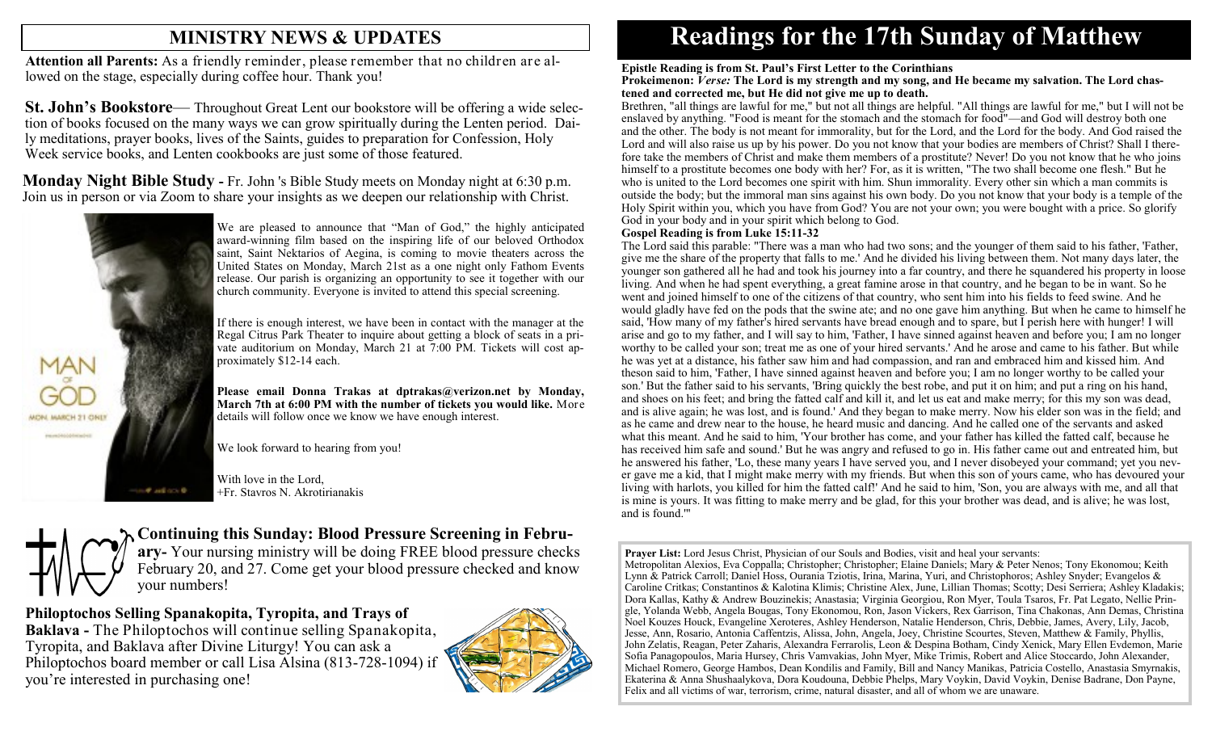## MINISTRY NEWS & UPDATES

**Attention all Parents:** As a friendly reminder, please remember that no children are allowed on the stage, especially during coffee hour. Thank you!

**St. John's Bookstore**— Throughout Great Lent our bookstore will be offering a wide selection of books focused on the many ways we can grow spiritually during the Lenten period. Daily meditations, prayer books, lives of the Saints, guides to preparation for Confession, Holy Week service books, and Lenten cookbooks are just some of those featured.

**Monday Night Bible Study -** Fr. John 's Bible Study meets on Monday night at 6:30 p.m. Join us in person or via Zoom to share your insights as we deepen our relationship with Christ.

We are pleased to announce that "Man of God," the highly anticipated award-winning film based on the inspiring life of our beloved Orthodox saint, Saint Nektarios of Aegina, is coming to movie theaters across the United States on Monday, March 21st as a one night only Fathom Events release. Our parish is organizing an opportunity to see it together with our church community. Everyone is invited to attend this special screening.

If there is enough interest, we have been in contact with the manager at the Regal Citrus Park Theater to inquire about getting a block of seats in a private auditorium on Monday, March 21 at 7:00 PM. Tickets will cost approximately $12-14 each.

**Please email Donna Trakas at dptrakas@verizon.net by Monday, March 7th at 6:00 PM with the number of tickets you would like.** More details will follow once we know we have enough interest.

We look forward to hearing from you!

With love in the Lord,
+Fr. Stavros N. Akrotirianakis

**Continuing this Sunday: Blood Pressure Screening in February-** Your nursing ministry will be doing FREE blood pressure checks February 20, and 27. Come get your blood pressure checked and know your numbers!

**Philoptochos Selling Spanakopita, Tyropita, and Trays of Baklava -** The Philoptochos will continue selling Spanakopita, Tyropita, and Baklava after Divine Liturgy! You can ask a Philoptochos board member or call Lisa Alsina (813-728-1094) if you're interested in purchasing one!

# Readings for the 17th Sunday of Matthew

**Epistle Reading is from St. Paul's First Letter to the Corinthians**

**Prokeimenon:** ***Verse:*** **The Lord is my strength and my song, and He became my salvation. The Lord chastened and corrected me, but He did not give me up to death.**

Brethren, "all things are lawful for me," but not all things are helpful. "All things are lawful for me," but I will not be enslaved by anything. "Food is meant for the stomach and the stomach for food"—and God will destroy both one and the other. The body is not meant for immorality, but for the Lord, and the Lord for the body. And God raised the Lord and will also raise us up by his power. Do you not know that your bodies are members of Christ? Shall I therefore take the members of Christ and make them members of a prostitute? Never! Do you not know that he who joins himself to a prostitute becomes one body with her? For, as it is written, "The two shall become one flesh." But he who is united to the Lord becomes one spirit with him. Shun immorality. Every other sin which a man commits is outside the body; but the immoral man sins against his own body. Do you not know that your body is a temple of the Holy Spirit within you, which you have from God? You are not your own; you were bought with a price. So glorify God in your body and in your spirit which belong to God.

**Gospel Reading is from Luke 15:11-32**

The Lord said this parable: "There was a man who had two sons; and the younger of them said to his father, 'Father, give me the share of the property that falls to me.' And he divided his living between them. Not many days later, the younger son gathered all he had and took his journey into a far country, and there he squandered his property in loose living. And when he had spent everything, a great famine arose in that country, and he began to be in want. So he went and joined himself to one of the citizens of that country, who sent him into his fields to feed swine. And he would gladly have fed on the pods that the swine ate; and no one gave him anything. But when he came to himself he said, 'How many of my father's hired servants have bread enough and to spare, but I perish here with hunger! I will arise and go to my father, and I will say to him, 'Father, I have sinned against heaven and before you; I am no longer worthy to be called your son; treat me as one of your hired servants.' And he arose and came to his father. But while he was yet at a distance, his father saw him and had compassion, and ran and embraced him and kissed him. And theson said to him, 'Father, I have sinned against heaven and before you; I am no longer worthy to be called your son.' But the father said to his servants, 'Bring quickly the best robe, and put it on him; and put a ring on his hand, and shoes on his feet; and bring the fatted calf and kill it, and let us eat and make merry; for this my son was dead, and is alive again; he was lost, and is found.' And they began to make merry. Now his elder son was in the field; and as he came and drew near to the house, he heard music and dancing. And he called one of the servants and asked what this meant. And he said to him, 'Your brother has come, and your father has killed the fatted calf, because he has received him safe and sound.' But he was angry and refused to go in. His father came out and entreated him, but he answered his father, 'Lo, these many years I have served you, and I never disobeyed your command; yet you never gave me a kid, that I might make merry with my friends. But when this son of yours came, who has devoured your living with harlots, you killed for him the fatted calf!' And he said to him, 'Son, you are always with me, and all that is mine is yours. It was fitting to make merry and be glad, for this your brother was dead, and is alive; he was lost, and is found.'"

**Prayer List:** Lord Jesus Christ, Physician of our Souls and Bodies, visit and heal your servants:
Metropolitan Alexios, Eva Coppalla; Christopher; Christopher; Elaine Daniels; Mary & Peter Nenos; Tony Ekonomou; Keith Lynn & Patrick Carroll; Daniel Hoss, Ourania Tziotis, Irina, Marina, Yuri, and Christophoros; Ashley Snyder; Evangelos & Caroline Critkas; Constantinos & Kalotina Klimis; Christine Alex, June, Lillian Thomas; Scotty; Desi Serriera; Ashley Kladakis; Dora Kallas, Kathy & Andrew Bouzinekis; Anastasia; Virginia Georgiou, Ron Myer, Toula Tsaros, Fr. Pat Legato, Nellie Pringle, Yolanda Webb, Angela Bougas, Tony Ekonomou, Ron, Jason Vickers, Rex Garrison, Tina Chakonas, Ann Demas, Christina Noel Kouzes Houck, Evangeline Xeroteres, Ashley Henderson, Natalie Henderson, Chris, Debbie, James, Avery, Lily, Jacob, Jesse, Ann, Rosario, Antonia Caffentzis, Alissa, John, Angela, Joey, Christine Scourtes, Steven, Matthew & Family, Phyllis, John Zelatis, Reagan, Peter Zaharis, Alexandra Ferrarolis, Leon & Despina Botham, Cindy Xenick, Mary Ellen Evdemon, Marie Sofia Panagopoulos, Maria Hursey, Chris Vamvakias, John Myer, Mike Trimis, Robert and Alice Stoccardo, John Alexander, Michael Romero, George Hambos, Dean Kondilis and Family, Bill and Nancy Manikas, Patricia Costello, Anastasia Smyrnakis, Ekaterina & Anna Shushaalykova, Dora Koudouna, Debbie Phelps, Mary Voykin, David Voykin, Denise Badrane, Don Payne, Felix and all victims of war, terrorism, crime, natural disaster, and all of whom we are unaware.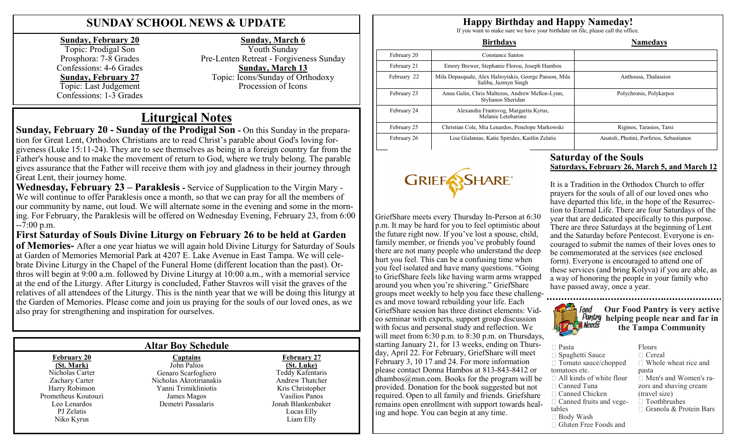## SUNDAY SCHOOL NEWS & UPDATE

**Sunday, February 20**
Topic: Prodigal Son
Prosphora: 7-8 Grades
Confessions: 4-6 Grades

**Sunday, February 27**
Topic: Last Judgement
Confessions: 1-3 Grades

**Sunday, March 6**
Youth Sunday
Pre-Lenten Retreat - Forgiveness Sunday

**Sunday, March 13**
Topic: Icons/Sunday of Orthodoxy
Procession of Icons

## Liturgical Notes

**Sunday, February 20 - Sunday of the Prodigal Son -** On this Sunday in the preparation for Great Lent, Orthodox Christians are to read Christ's parable about God's loving forgiveness (Luke 15:11-24). They are to see themselves as being in a foreign country far from the Father's house and to make the movement of return to God, where we truly belong. The parable gives assurance that the Father will receive them with joy and gladness in their journey through Great Lent, their journey home.

**Wednesday, February 23 – Paraklesis -** Service of Supplication to the Virgin Mary - We will continue to offer Paraklesis once a month, so that we can pray for all the members of our community by name, out loud. We will alternate some in the evening and some in the morning. For February, the Paraklesis will be offered on Wednesday Evening, February 23, from 6:00 --7:00 p.m.

**First Saturday of Souls Divine Liturgy on February 26 to be held at Garden of Memories-** After a one year hiatus we will again hold Divine Liturgy for Saturday of Souls at Garden of Memories Memorial Park at 4207 E. Lake Avenue in East Tampa. We will celebrate Divine Liturgy in the Chapel of the Funeral Home (different location than the past). Orthros will begin at 9:00 a.m. followed by Divine Liturgy at 10:00 a.m., with a memorial service at the end of the Liturgy. After Liturgy is concluded, Father Stavros will visit the graves of the relatives of all attendees of the Liturgy. This is the ninth year that we will be doing this liturgy at the Garden of Memories. Please come and join us praying for the souls of our loved ones, as we also pray for strengthening and inspiration for ourselves.

## Altar Boy Schedule

| February 20 (St. Mark) | Captains | February 27 (St. Luke) |
|---|---|---|
| Nicholas Carter | John Palios | Teddy Kafentaris |
| Zachary Carter | Genaro Scarfogliero | Andrew Thatcher |
| Harry Robinson | Nicholas Akrotirianakis | Kris Christopher |
| Prometheus Koutouzi | Yanni Trimikliniotis | Vasilios Panos |
| Leo Lenardos | James Magos | Jonah Blankenbaker |
| PJ Zelatis | Demetri Passalaris | Lucas Elly |
| Niko Kyrus | | Liam Elly |

## Happy Birthday and Happy Nameday!

If you want to make sure we have your birthdate on file, please call the office.

| | Birthdays | Namedays |
|---|---|---|
| February 20 | Constance Santos | |
| February 21 | Emory Brewer, Stephanie Florou, Joseph Hambos | |
| February 22 | Mila Depasquale, Alex Halioytakis, George Panson, Mila Saliba, Jazmyn Singh | Anthousa, Thalassios |
| February 23 | Anna Galin, Chris Maltezos, Andrew Mellon-Lynn, Stylianos Sheridan | Polychronis, Polykarpos |
| February 24 | Alexandra Frantsvog, Margarita Kyrus, Melanie Letobarone | |
| February 25 | Christian Cole, Mia Lenardos, Penelope Markowski | Riginos, Tarasios, Tarsi |
| February 26 | Lisa Gialamas, Katie Spirides, Kaitlin Zelatis | Anatoli, Photini, Porfirios, Sebastianos |

GRIEFSHARE

GriefShare meets every Thursday In-Person at 6:30 p.m. It may be hard for you to feel optimistic about the future right now. If you've lost a spouse, child, family member, or friends you've probably found there are not many people who understand the deep hurt you feel. This can be a confusing time when you feel isolated and have many questions. "Going to GriefShare feels like having warm arms wrapped around you when you're shivering." GriefShare groups meet weekly to help you face these challenges and move toward rebuilding your life. Each GriefShare session has three distinct elements: Video seminar with experts, support group discussion with focus and personal study and reflection. We will meet from 6:30 p.m. to 8:30 p.m. on Thursdays, starting January 21, for 13 weeks, ending on Thursday, April 22. For February, GriefShare will meet February 3, 10 17 and 24. For more information please contact Donna Hambos at 813-843-8412 or dhambos@msn.com. Books for the program will be provided. Donation for the book suggested but not required. Open to all family and friends. Griefshare remains open enrollment with support towards healing and hope. You can begin at any time.

### Saturday of the Souls
**Saturdays, February 26, March 5, and March 12**

It is a Tradition in the Orthodox Church to offer prayers for the souls of all of our loved ones who have departed this life, in the hope of the Resurrection to Eternal Life. There are four Saturdays of the year that are dedicated specifically to this purpose. There are three Saturdays at the beginning of Lent and the Saturday before Pentecost. Everyone is encouraged to submit the names of their loves ones to be commemorated at the services (see enclosed form). Everyone is encouraged to attend one of these services (and bring Kolyva) if you are able, as a way of honoring the people in your family who have passed away, once a year.

### Our Food Pantry is very active helping people near and far in the Tampa Community

- Pasta
- Spaghetti Sauce
- Tomato sauce/chopped tomatoes etc.
- All kinds of white flour
- Canned Tuna
- Canned Chicken
- Canned fruits and vegetables
- Body Wash
- Gluten Free Foods and Flours
- Cereal
- Whole wheat rice and pasta
- Men's and Women's razors and shaving cream (travel size)
- Toothbrushes
- Granola & Protein Bars